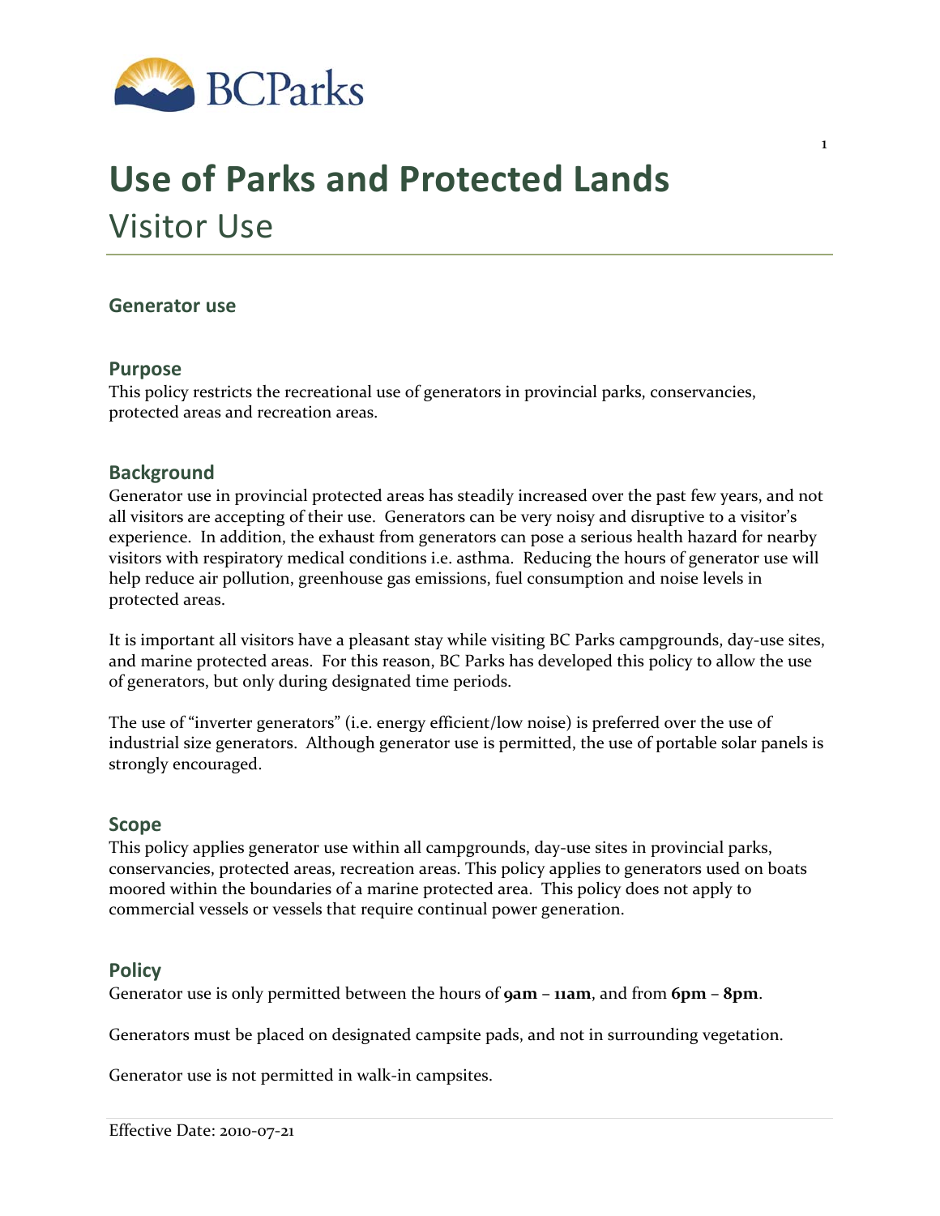# Use of Parks and Protected Lands

## Visitor Use

### Generator use

### Purpose

This policy restricts the recreational use of generators in provincial parks, conservancies, protected areas and recreation areas.

### Background

Generator use in provincial protected areas has steadily increased over the past few years, and not all visitors are accepting of their use. Generators can be very noisy and disruptive to a visitor's experience. In addition, the exhaust from generators can pose a serious health hazard for nearby visitors with respiratory medical conditions i.e. asthma. Reducing the hours of generator use will help reduce air pollution, greenhouse gas emissions, fuel consumption and noise levels in protected areas.

It is important all visitors have a pleasant stay while visiting BC Parks campgrounds, day-use sites, and marine protected areas. For this reason, BC Parks has developed this policy to allow the use of generators, but only during designated time periods.

The use of "inverter generators" (i.e. energy efficient/low noise) is preferred over the use of industrial size generators. Although generator use is permitted, the use of portable solar panels is strongly encouraged.

### Scope

This policy applies generator use within all campgrounds, day-use sites in provincial parks, conservancies, protected areas, recreation areas. This policy applies to generators used on boats moored within the boundaries of a marine protected area. This policy does not apply to commercial vessels or vessels that require continual power generation.

### Policy

Generator use is only permitted between the hours of **9am – 11am**, and from **6pm – 8pm**.

Generators must be placed on designated campsite pads, and not in surrounding vegetation.

Generator use is not permitted in walk-in campsites.

Effective Date: 2010-07-21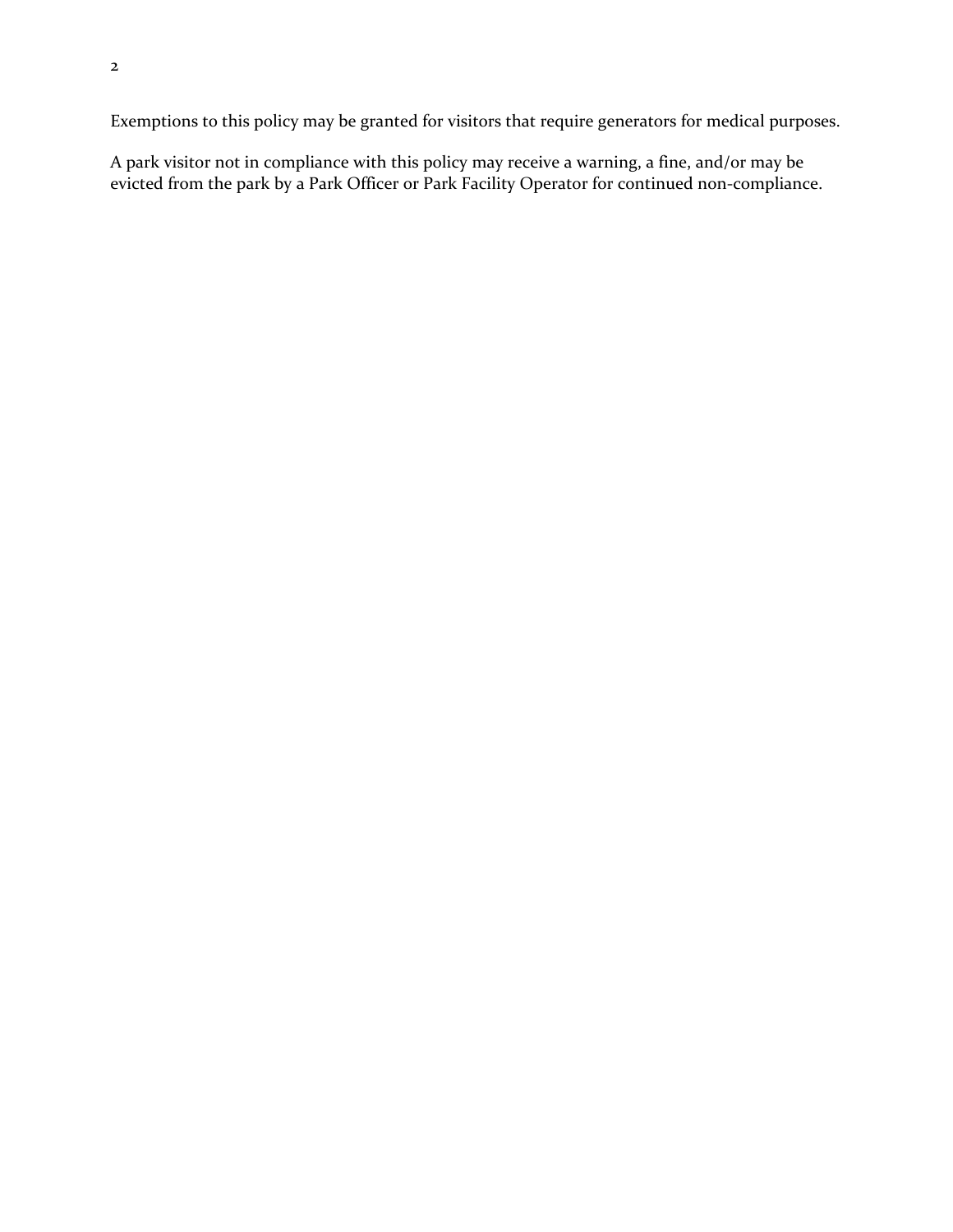Exemptions to this policy may be granted for visitors that require generators for medical purposes.

A park visitor not in compliance with this policy may receive a warning, a fine, and/or may be evicted from the park by a Park Officer or Park Facility Operator for continued non-compliance.